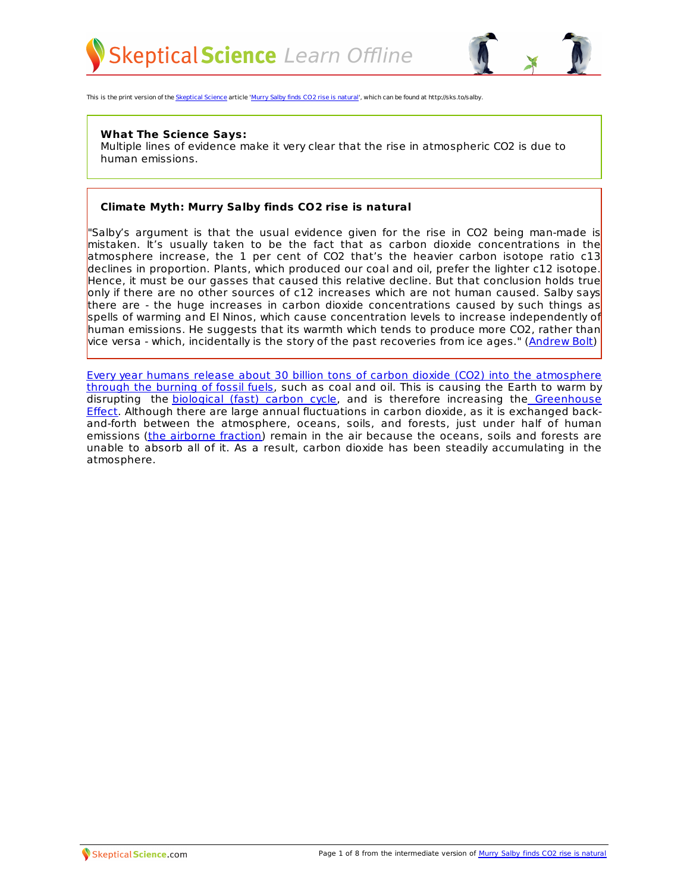This is the print version of the Skeptical Science article 'Murry Salby finds CO2 rise is natural', which can be found at http://sks.to/salby.

**What The Science Says:**
Multiple lines of evidence make it very clear that the rise in atmospheric CO2 is due to human emissions.

**Climate Myth: Murry Salby finds CO2 rise is natural**

"Salby's argument is that the usual evidence given for the rise in CO2 being man-made is mistaken. It's usually taken to be the fact that as carbon dioxide concentrations in the atmosphere increase, the 1 per cent of CO2 that's the heavier carbon isotope ratio c13 declines in proportion. Plants, which produced our coal and oil, prefer the lighter c12 isotope. Hence, it must be our gasses that caused this relative decline. But that conclusion holds true only if there are no other sources of c12 increases which are not human caused. Salby says there are - the huge increases in carbon dioxide concentrations caused by such things as spells of warming and El Ninos, which cause concentration levels to increase independently of human emissions. He suggests that its warmth which tends to produce more CO2, rather than vice versa - which, incidentally is the story of the past recoveries from ice ages." (Andrew Bolt)

Every year humans release about 30 billion tons of carbon dioxide (CO2) into the atmosphere through the burning of fossil fuels, such as coal and oil. This is causing the Earth to warm by disrupting the biological (fast) carbon cycle, and is therefore increasing the Greenhouse Effect. Although there are large annual fluctuations in carbon dioxide, as it is exchanged back-and-forth between the atmosphere, oceans, soils, and forests, just under half of human emissions (the airborne fraction) remain in the air because the oceans, soils and forests are unable to absorb all of it. As a result, carbon dioxide has been steadily accumulating in the atmosphere.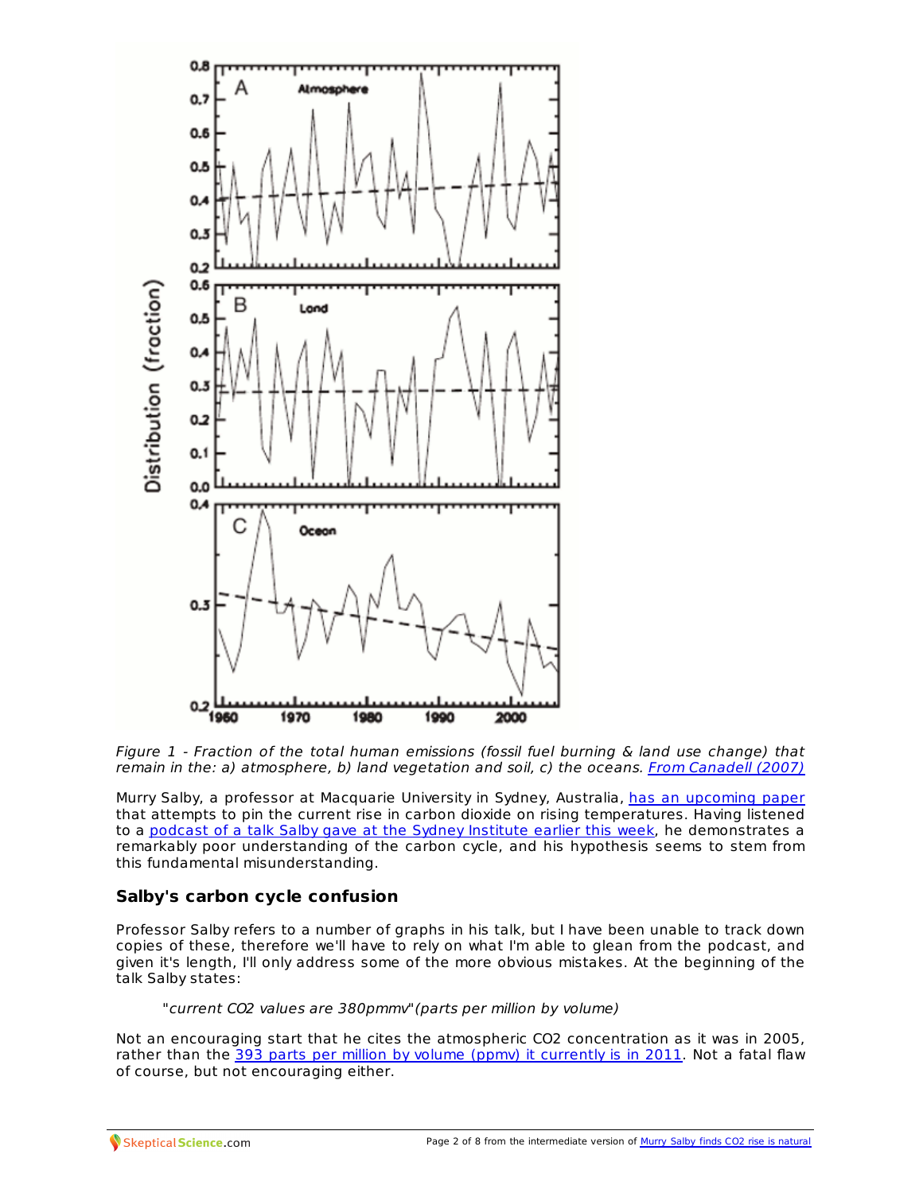*Figure 1 - Fraction of the total human emissions (fossil fuel burning & land use change) that remain in the: a) atmosphere, b) land vegetation and soil, c) the oceans. From Canadell (2007)*

Murry Salby, a professor at Macquarie University in Sydney, Australia, has an upcoming paper that attempts to pin the current rise in carbon dioxide on rising temperatures. Having listened to a podcast of a talk Salby gave at the Sydney Institute earlier this week, he demonstrates a remarkably poor understanding of the carbon cycle, and his hypothesis seems to stem from this fundamental misunderstanding.

### Salby's carbon cycle confusion

Professor Salby refers to a number of graphs in his talk, but I have been unable to track down copies of these, therefore we'll have to rely on what I'm able to glean from the podcast, and given it's length, I'll only address some of the more obvious mistakes. At the beginning of the talk Salby states:

> "*current CO2 values are 380pmmv*"(parts per million by volume)

Not an encouraging start that he cites the atmospheric CO2 concentration as it was in 2005, rather than the 393 parts per million by volume (ppmv) it currently is in 2011. Not a fatal flaw of course, but not encouraging either.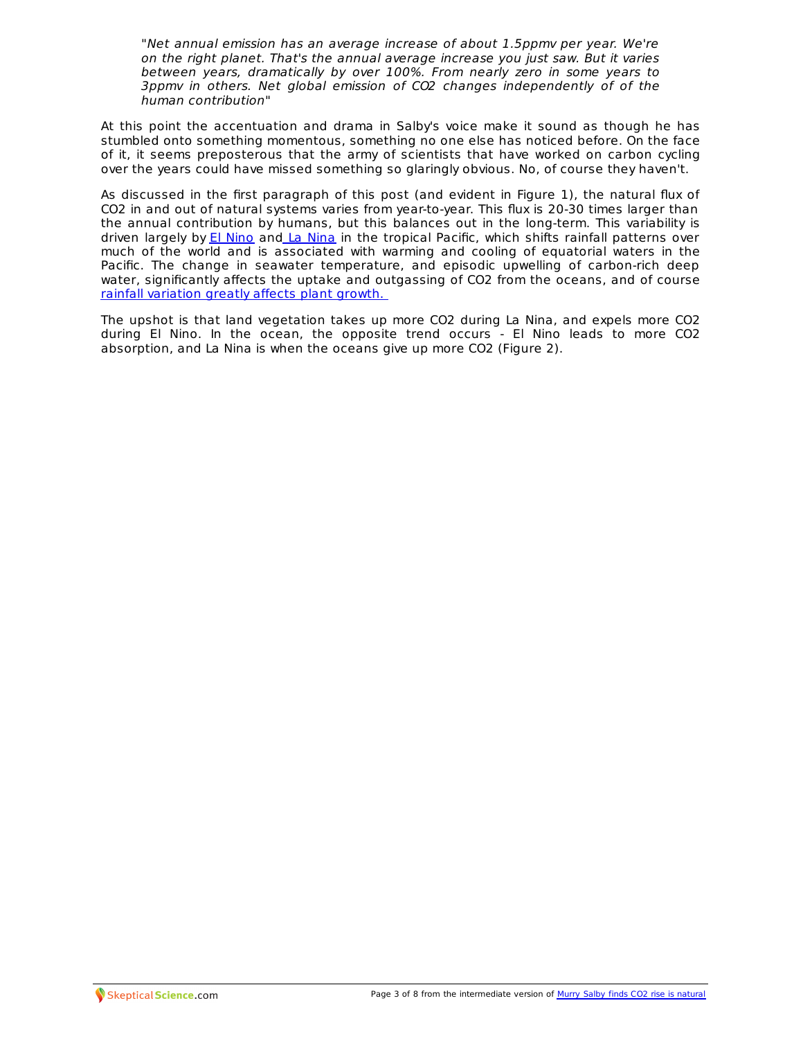> *"Net annual emission has an average increase of about 1.5ppmv per year. We're on the right planet. That's the annual average increase you just saw. But it varies between years, dramatically by over 100%. From nearly zero in some years to 3ppmv in others. Net global emission of $CO_2$ changes independently of of the human contribution"*

At this point the accentuation and drama in Salby's voice make it sound as though he has stumbled onto something momentous, something no one else has noticed before. On the face of it, it seems preposterous that the army of scientists that have worked on carbon cycling over the years could have missed something so glaringly obvious. No, of course they haven't.

As discussed in the first paragraph of this post (and evident in Figure 1), the natural flux of $CO_2$ in and out of natural systems varies from year-to-year. This flux is 20-30 times larger than the annual contribution by humans, but this balances out in the long-term. This variability is driven largely by El Nino and La Nina in the tropical Pacific, which shifts rainfall patterns over much of the world and is associated with warming and cooling of equatorial waters in the Pacific. The change in seawater temperature, and episodic upwelling of carbon-rich deep water, significantly affects the uptake and outgassing of $CO_2$ from the oceans, and of course rainfall variation greatly affects plant growth.

The upshot is that land vegetation takes up more $CO_2$ during La Nina, and expels more $CO_2$ during El Nino. In the ocean, the opposite trend occurs - El Nino leads to more $CO_2$ absorption, and La Nina is when the oceans give up more $CO_2$ (Figure 2).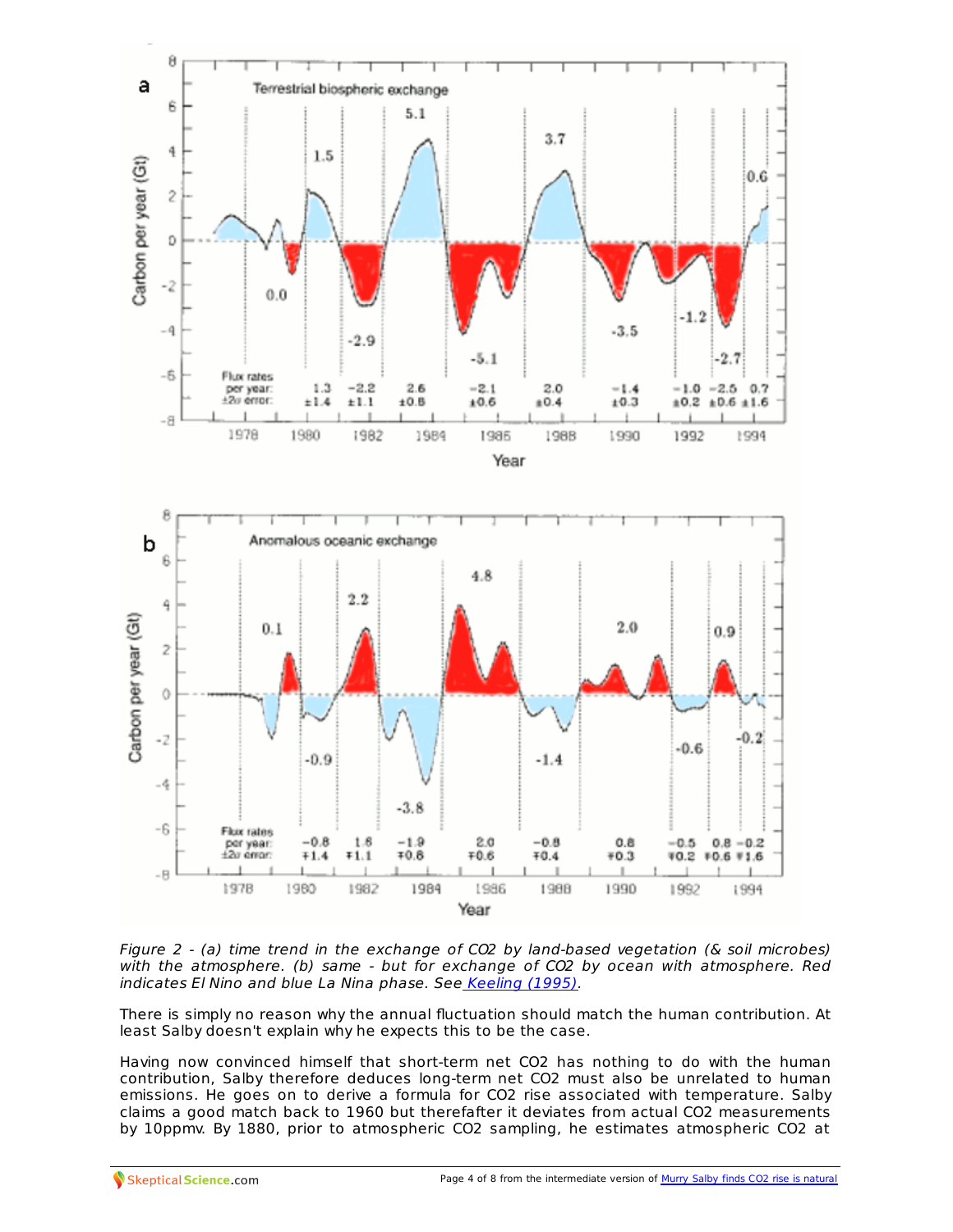*Figure 2 - (a) time trend in the exchange of $CO_2$ by land-based vegetation (& soil microbes) with the atmosphere. (b) same - but for exchange of $CO_2$ by ocean with atmosphere. Red indicates El Nino and blue La Nina phase. See [Keeling (1995)](#).*

There is simply no reason why the annual fluctuation should match the human contribution. At least Salby doesn't explain why he expects this to be the case.

Having now convinced himself that short-term net $CO_2$ has nothing to do with the human contribution, Salby therefore deduces long-term net $CO_2$ must also be unrelated to human emissions. He goes on to derive a formula for $CO_2$ rise associated with temperature. Salby claims a good match back to 1960 but therefafter it deviates from actual $CO_2$ measurements by 10ppmv. By 1880, prior to atmospheric $CO_2$ sampling, he estimates atmospheric $CO_2$ at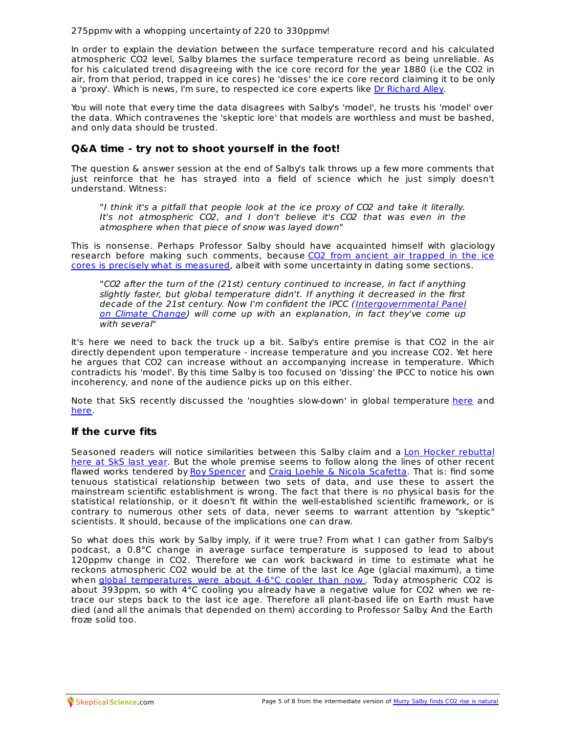275ppmv with a whopping uncertainty of 220 to 330ppmv!

In order to explain the deviation between the surface temperature record and his calculated atmospheric $CO_2$ level, Salby blames the surface temperature record as being unreliable. As for his calculated trend disagreeing with the ice core record for the year 1880 (i.e the $CO_2$ in air, from that period, trapped in ice cores) he 'disses' the ice core record claiming it to be only a 'proxy'. Which is news, I'm sure, to respected ice core experts like Dr Richard Alley.

You will note that every time the data disagrees with Salby's 'model', he trusts his 'model' over the data. Which contravenes the 'skeptic lore' that models are worthless and must be bashed, and only data should be trusted.

### Q&A time - try not to shoot yourself in the foot!

The question & answer session at the end of Salby's talk throws up a few more comments that just reinforce that he has strayed into a field of science which he just simply doesn't understand. Witness:

> "*I think it's a pitfall that people look at the ice proxy of CO2 and take it literally. It's not atmospheric CO2, and I don't believe it's CO2 that was even in the atmosphere when that piece of snow was layed down*"

This is nonsense. Perhaps Professor Salby should have acquainted himself with glaciology research before making such comments, because CO2 from ancient air trapped in the ice cores is precisely what is measured, albeit with some uncertainty in dating some sections.

> "*CO2 after the turn of the (21st) century continued to increase, in fact if anything slightly faster, but global temperature didn't. If anything it decreased in the first decade of the 21st century. Now I'm confident the IPCC (Intergovernmental Panel on Climate Change) will come up with an explanation, in fact they've come up with several*"

It's here we need to back the truck up a bit. Salby's entire premise is that $CO_2$ in the air directly dependent upon temperature - increase temperature and you increase $CO_2$. Yet here he argues that $CO_2$ can increase without an accompanying increase in temperature. Which contradicts his 'model'. By this time Salby is too focused on 'dissing' the IPCC to notice his own incoherency, and none of the audience picks up on this either.

Note that SkS recently discussed the 'noughties slow-down' in global temperature here and here.

### If the curve fits

Seasoned readers will notice similarities between this Salby claim and a Lon Hocker rebuttal here at SkS last year. But the whole premise seems to follow along the lines of other recent flawed works tendered by Roy Spencer and Craig Loehle & Nicola Scafetta. That is: find some tenuous statistical relationship between two sets of data, and use these to assert the mainstream scientific establishment is wrong. The fact that there is no physical basis for the statistical relationship, or it doesn't fit within the well-established scientific framework, or is contrary to numerous other sets of data, never seems to warrant attention by "skeptic" scientists. It should, because of the implications one can draw.

So what does this work by Salby imply, if it were true? From what I can gather from Salby's podcast, a 0.8°C change in average surface temperature is supposed to lead to about 120ppmv change in $CO_2$. Therefore we can work backward in time to estimate what he reckons atmospheric $CO_2$ would be at the time of the last Ice Age (glacial maximum), a time when global temperatures were about 4-6°C cooler than now. Today atmospheric $CO_2$ is about 393ppm, so with 4°C cooling you already have a negative value for $CO_2$ when we re-trace our steps back to the last ice age. Therefore all plant-based life on Earth must have died (and all the animals that depended on them) according to Professor Salby. And the Earth froze solid too.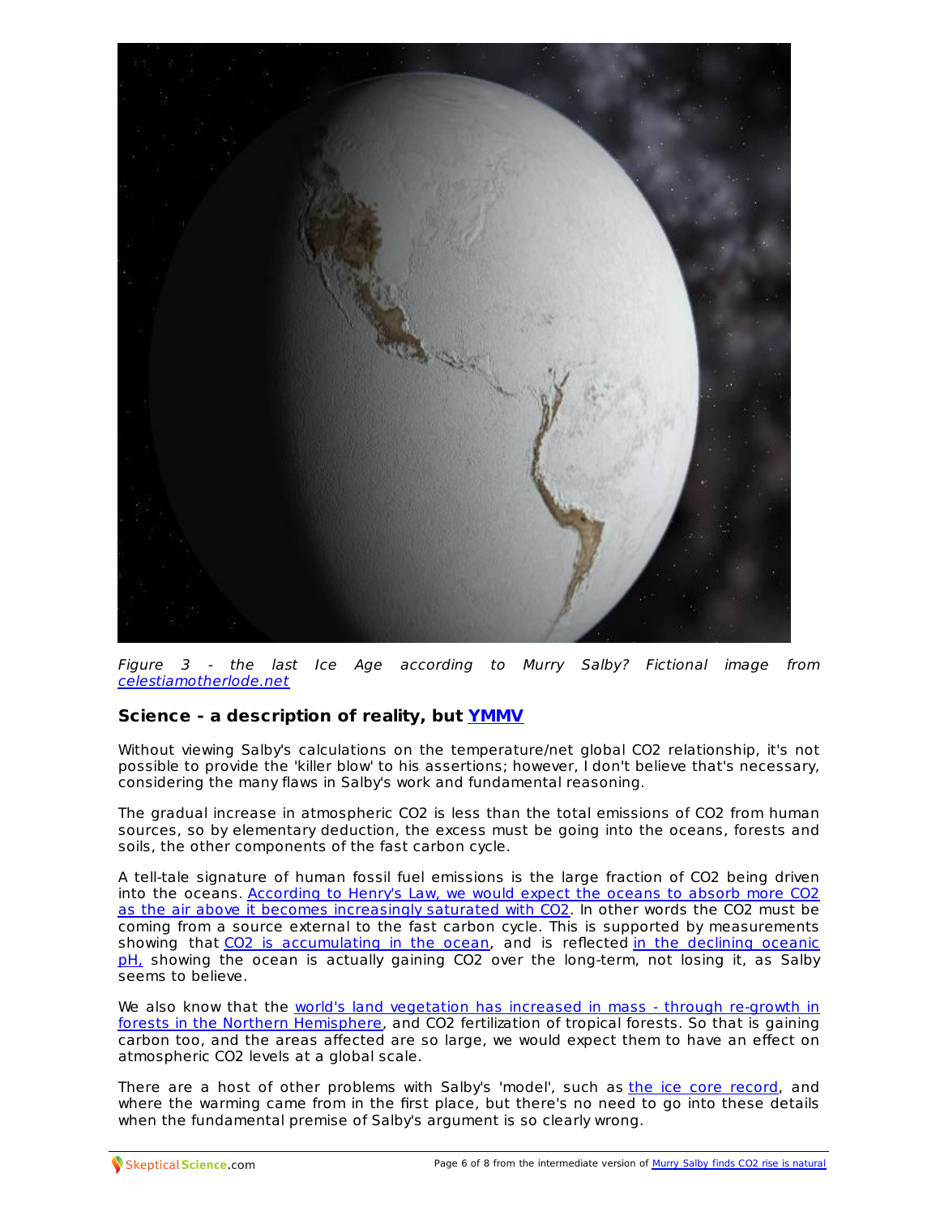*Figure 3 - the last Ice Age according to Murry Salby? Fictional image from celestiamotherlode.net*

## Science - a description of reality, but YMMV

Without viewing Salby's calculations on the temperature/net global $CO_2$ relationship, it's not possible to provide the 'killer blow' to his assertions; however, I don't believe that's necessary, considering the many flaws in Salby's work and fundamental reasoning.

The gradual increase in atmospheric $CO_2$ is less than the total emissions of $CO_2$ from human sources, so by elementary deduction, the excess must be going into the oceans, forests and soils, the other components of the fast carbon cycle.

A tell-tale signature of human fossil fuel emissions is the large fraction of $CO_2$ being driven into the oceans. According to Henry's Law, we would expect the oceans to absorb more $CO_2$ as the air above it becomes increasingly saturated with $CO_2$. In other words the $CO_2$ must be coming from a source external to the fast carbon cycle. This is supported by measurements showing that $CO_2$ is accumulating in the ocean, and is reflected in the declining oceanic pH, showing the ocean is actually gaining $CO_2$ over the long-term, not losing it, as Salby seems to believe.

We also know that the world's land vegetation has increased in mass - through re-growth in forests in the Northern Hemisphere, and $CO_2$ fertilization of tropical forests. So that is gaining carbon too, and the areas affected are so large, we would expect them to have an effect on atmospheric $CO_2$ levels at a global scale.

There are a host of other problems with Salby's 'model', such as the ice core record, and where the warming came from in the first place, but there's no need to go into these details when the fundamental premise of Salby's argument is so clearly wrong.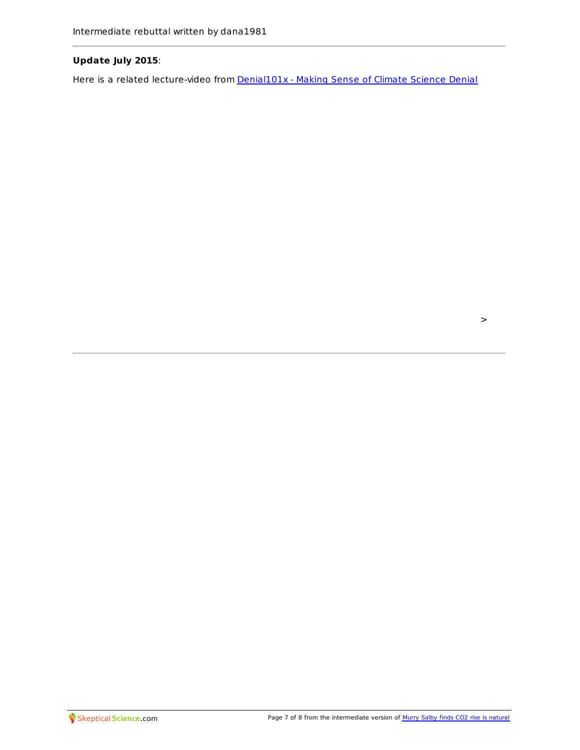Intermediate rebuttal written by dana1981

---

**Update July 2015**:

Here is a related lecture-video from [Denial101x - Making Sense of Climate Science Denial]

>

---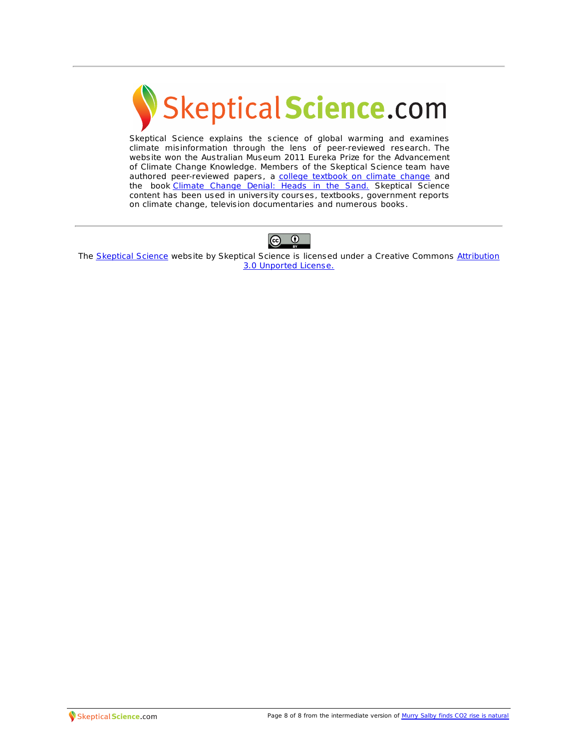Skeptical Science explains the science of global warming and examines climate misinformation through the lens of peer-reviewed research. The website won the Australian Museum 2011 Eureka Prize for the Advancement of Climate Change Knowledge. Members of the Skeptical Science team have authored peer-reviewed papers, a college textbook on climate change and the book Climate Change Denial: Heads in the Sand. Skeptical Science content has been used in university courses, textbooks, government reports on climate change, television documentaries and numerous books.

---

The Skeptical Science website by Skeptical Science is licensed under a Creative Commons Attribution 3.0 Unported License.